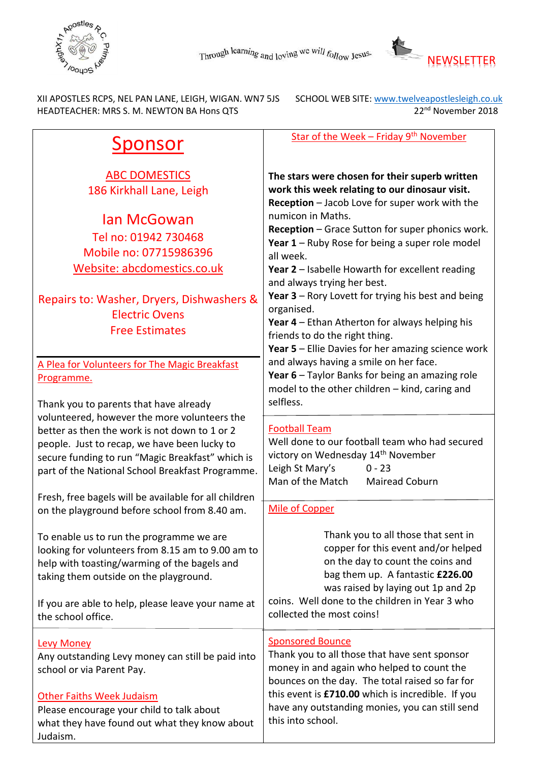Through learning and loving we will follow Jesus.

NEWSLETTER

XII APOSTLES RCPS, NEL PAN LANE, LEIGH, WIGAN. WN7 5JS
HEADTEACHER: MRS S. M. NEWTON BA Hons QTS

SCHOOL WEB SITE: www.twelveapostlesleigh.co.uk
22nd November 2018

# Sponsor

ABC DOMESTICS
186 Kirkhall Lane, Leigh

Ian McGowan
Tel no: 01942 730468
Mobile no: 07715986396
Website: abcdomestics.co.uk

Repairs to: Washer, Dryers, Dishwashers & Electric Ovens
Free Estimates

## A Plea for Volunteers for The Magic Breakfast Programme.

Thank you to parents that have already volunteered, however the more volunteers the better as then the work is not down to 1 or 2 people. Just to recap, we have been lucky to secure funding to run "Magic Breakfast" which is part of the National School Breakfast Programme.

Fresh, free bagels will be available for all children on the playground before school from 8.40 am.

To enable us to run the programme we are looking for volunteers from 8.15 am to 9.00 am to help with toasting/warming of the bagels and taking them outside on the playground.

If you are able to help, please leave your name at the school office.

## Levy Money

Any outstanding Levy money can still be paid into school or via Parent Pay.

## Other Faiths Week Judaism

Please encourage your child to talk about what they have found out what they know about Judaism.

## Star of the Week – Friday 9th November

**The stars were chosen for their superb written work this week relating to our dinosaur visit.**

**Reception** – Jacob Love for super work with the numicon in Maths.
**Reception** – Grace Sutton for super phonics work.
**Year 1** – Ruby Rose for being a super role model all week.
**Year 2** – Isabelle Howarth for excellent reading and always trying her best.
**Year 3** – Rory Lovett for trying his best and being organised.
**Year 4** – Ethan Atherton for always helping his friends to do the right thing.
**Year 5** – Ellie Davies for her amazing science work and always having a smile on her face.
**Year 6** – Taylor Banks for being an amazing role model to the other children – kind, caring and selfless.

## Football Team

Well done to our football team who had secured victory on Wednesday 14th November

Leigh St Mary's 0 - 23
Man of the Match Mairead Coburn

## Mile of Copper

Thank you to all those that sent in copper for this event and/or helped on the day to count the coins and bag them up. A fantastic **£226.00** was raised by laying out 1p and 2p coins. Well done to the children in Year 3 who collected the most coins!

## Sponsored Bounce

Thank you to all those that have sent sponsor money in and again who helped to count the bounces on the day. The total raised so far for this event is **£710.00** which is incredible. If you have any outstanding monies, you can still send this into school.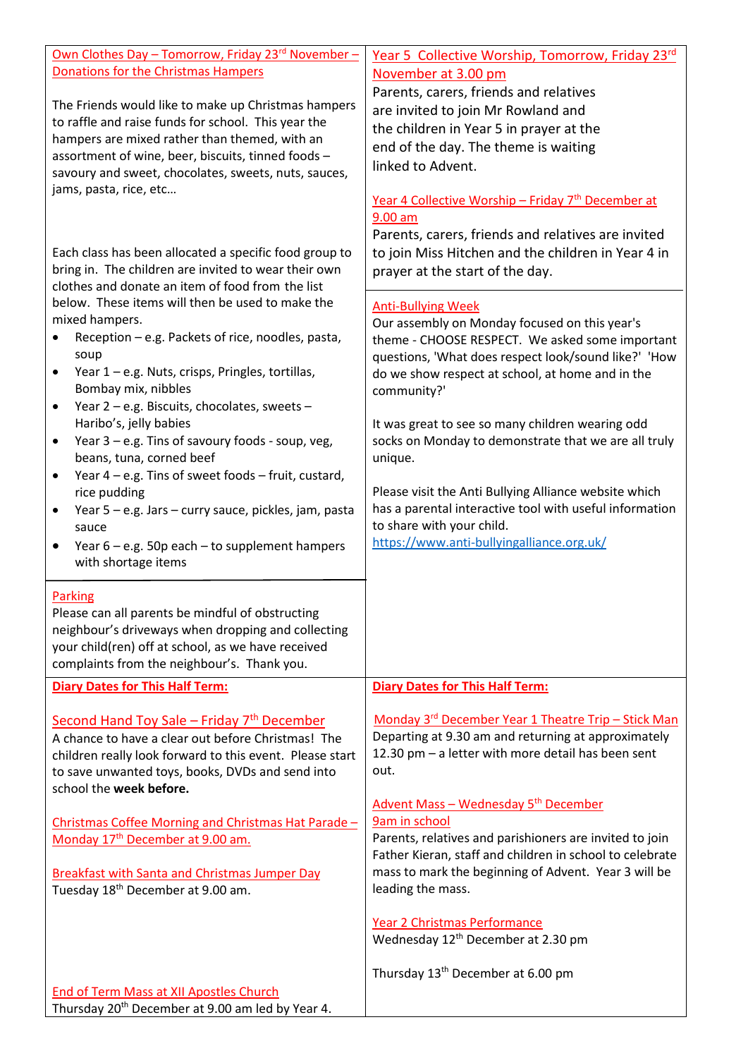## Own Clothes Day – Tomorrow, Friday 23rd November – Donations for the Christmas Hampers

The Friends would like to make up Christmas hampers to raffle and raise funds for school. This year the hampers are mixed rather than themed, with an assortment of wine, beer, biscuits, tinned foods – savoury and sweet, chocolates, sweets, nuts, sauces, jams, pasta, rice, etc…

Each class has been allocated a specific food group to bring in. The children are invited to wear their own clothes and donate an item of food from the list below. These items will then be used to make the mixed hampers.

- Reception – e.g. Packets of rice, noodles, pasta, soup
- Year 1 – e.g. Nuts, crisps, Pringles, tortillas, Bombay mix, nibbles
- Year 2 – e.g. Biscuits, chocolates, sweets – Haribo's, jelly babies
- Year 3 – e.g. Tins of savoury foods - soup, veg, beans, tuna, corned beef
- Year 4 – e.g. Tins of sweet foods – fruit, custard, rice pudding
- Year 5 – e.g. Jars – curry sauce, pickles, jam, pasta sauce
- Year 6 – e.g. 50p each – to supplement hampers with shortage items

## Parking

Please can all parents be mindful of obstructing neighbour's driveways when dropping and collecting your child(ren) off at school, as we have received complaints from the neighbour's. Thank you.

## Year 5 Collective Worship, Tomorrow, Friday 23rd November at 3.00 pm

Parents, carers, friends and relatives are invited to join Mr Rowland and the children in Year 5 in prayer at the end of the day. The theme is waiting linked to Advent.

## Year 4 Collective Worship – Friday 7th December at 9.00 am

Parents, carers, friends and relatives are invited to join Miss Hitchen and the children in Year 4 in prayer at the start of the day.

## Anti-Bullying Week

Our assembly on Monday focused on this year's theme - CHOOSE RESPECT. We asked some important questions, 'What does respect look/sound like?' 'How do we show respect at school, at home and in the community?'

It was great to see so many children wearing odd socks on Monday to demonstrate that we are all truly unique.

Please visit the Anti Bullying Alliance website which has a parental interactive tool with useful information to share with your child.
https://www.anti-bullyingalliance.org.uk/

## Diary Dates for This Half Term:

### Second Hand Toy Sale – Friday 7th December

A chance to have a clear out before Christmas! The children really look forward to this event. Please start to save unwanted toys, books, DVDs and send into school the **week before.**

### Christmas Coffee Morning and Christmas Hat Parade – Monday 17th December at 9.00 am.

### Breakfast with Santa and Christmas Jumper Day

Tuesday 18th December at 9.00 am.

### End of Term Mass at XII Apostles Church

Thursday 20th December at 9.00 am led by Year 4.

## Diary Dates for This Half Term:

### Monday 3rd December Year 1 Theatre Trip – Stick Man

Departing at 9.30 am and returning at approximately 12.30 pm – a letter with more detail has been sent out.

### Advent Mass – Wednesday 5th December 9am in school

Parents, relatives and parishioners are invited to join Father Kieran, staff and children in school to celebrate mass to mark the beginning of Advent. Year 3 will be leading the mass.

### Year 2 Christmas Performance

Wednesday 12th December at 2.30 pm

Thursday 13th December at 6.00 pm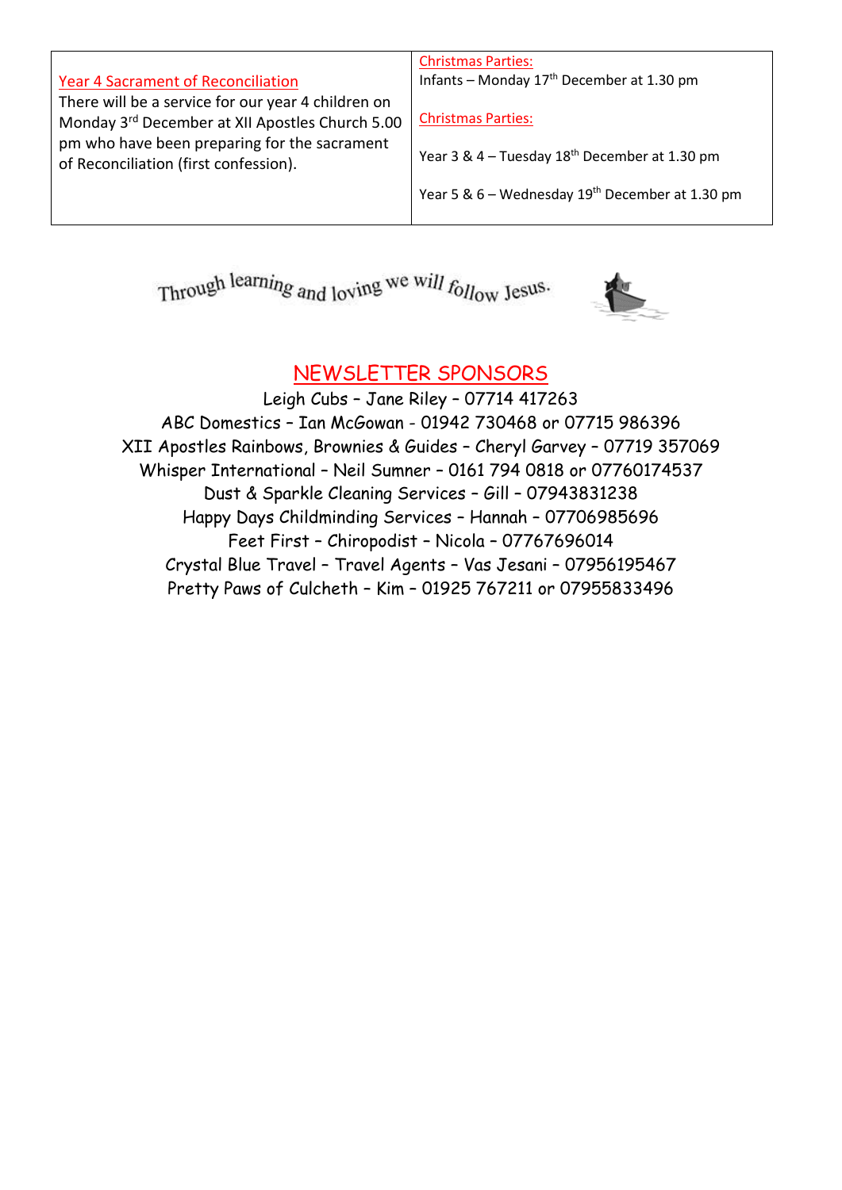| | |
|---|---|
| **Year 4 Sacrament of Reconciliation**<br>There will be a service for our year 4 children on Monday 3rd December at XII Apostles Church 5.00 pm who have been preparing for the sacrament of Reconciliation (first confession). | **Christmas Parties:**<br>Infants – Monday 17th December at 1.30 pm<br><br>**Christmas Parties:**<br><br>Year 3 & 4 – Tuesday 18th December at 1.30 pm<br><br>Year 5 & 6 – Wednesday 19th December at 1.30 pm |

Through learning and loving we will follow Jesus.

## NEWSLETTER SPONSORS

Leigh Cubs – Jane Riley – 07714 417263

ABC Domestics – Ian McGowan - 01942 730468 or 07715 986396

XII Apostles Rainbows, Brownies & Guides – Cheryl Garvey – 07719 357069

Whisper International – Neil Sumner – 0161 794 0818 or 07760174537

Dust & Sparkle Cleaning Services – Gill – 07943831238

Happy Days Childminding Services – Hannah – 07706985696

Feet First – Chiropodist – Nicola – 07767696014

Crystal Blue Travel – Travel Agents – Vas Jesani – 07956195467

Pretty Paws of Culcheth – Kim – 01925 767211 or 07955833496